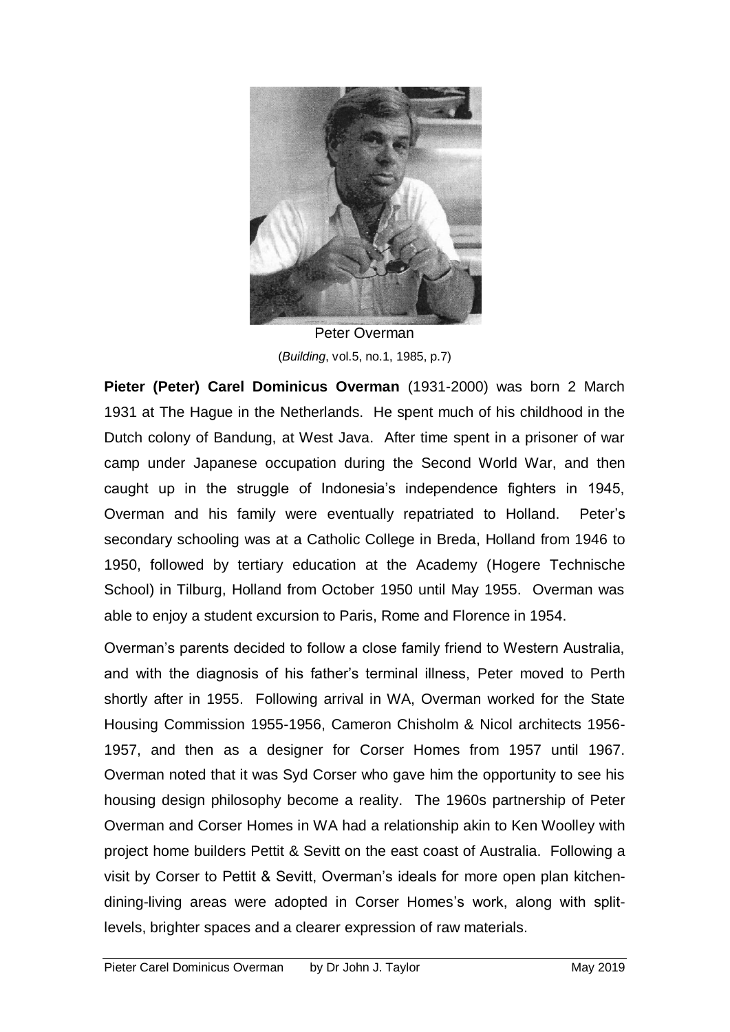Peter Overman
(*Building*, vol.5, no.1, 1985, p.7)

**Pieter (Peter) Carel Dominicus Overman** (1931-2000) was born 2 March 1931 at The Hague in the Netherlands. He spent much of his childhood in the Dutch colony of Bandung, at West Java. After time spent in a prisoner of war camp under Japanese occupation during the Second World War, and then caught up in the struggle of Indonesia's independence fighters in 1945, Overman and his family were eventually repatriated to Holland. Peter's secondary schooling was at a Catholic College in Breda, Holland from 1946 to 1950, followed by tertiary education at the Academy (Hogere Technische School) in Tilburg, Holland from October 1950 until May 1955. Overman was able to enjoy a student excursion to Paris, Rome and Florence in 1954.

Overman's parents decided to follow a close family friend to Western Australia, and with the diagnosis of his father's terminal illness, Peter moved to Perth shortly after in 1955. Following arrival in WA, Overman worked for the State Housing Commission 1955-1956, Cameron Chisholm & Nicol architects 1956-1957, and then as a designer for Corser Homes from 1957 until 1967. Overman noted that it was Syd Corser who gave him the opportunity to see his housing design philosophy become a reality. The 1960s partnership of Peter Overman and Corser Homes in WA had a relationship akin to Ken Woolley with project home builders Pettit & Sevitt on the east coast of Australia. Following a visit by Corser to Pettit & Sevitt, Overman's ideals for more open plan kitchen-dining-living areas were adopted in Corser Homes's work, along with split-levels, brighter spaces and a clearer expression of raw materials.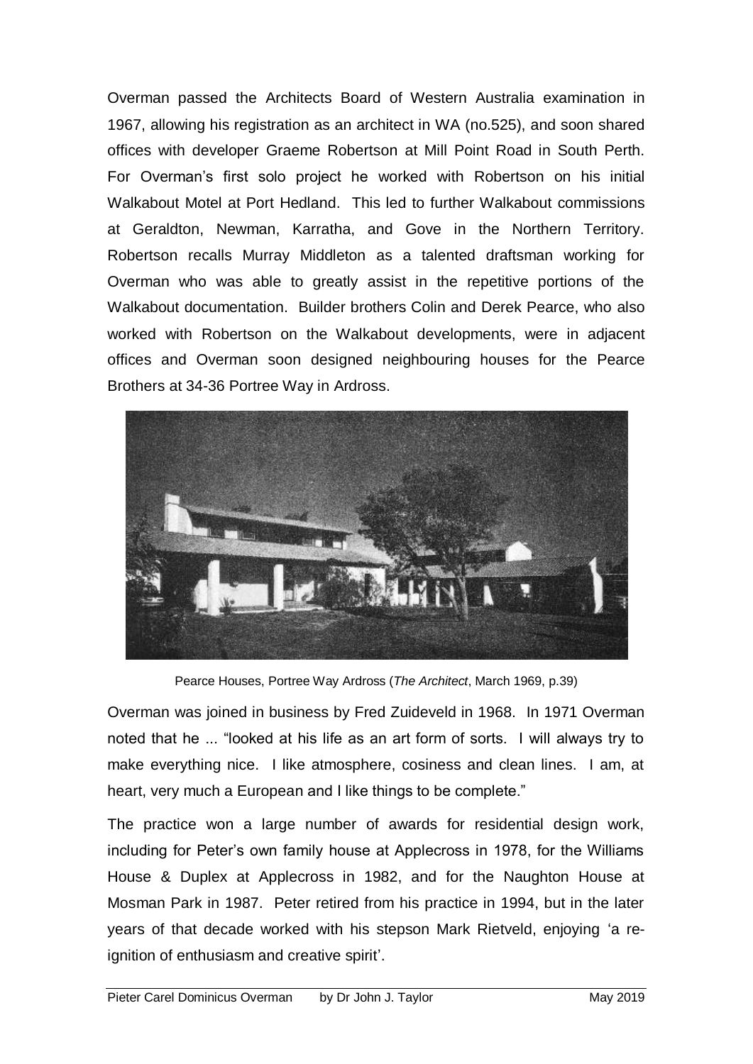Overman passed the Architects Board of Western Australia examination in 1967, allowing his registration as an architect in WA (no.525), and soon shared offices with developer Graeme Robertson at Mill Point Road in South Perth. For Overman's first solo project he worked with Robertson on his initial Walkabout Motel at Port Hedland. This led to further Walkabout commissions at Geraldton, Newman, Karratha, and Gove in the Northern Territory. Robertson recalls Murray Middleton as a talented draftsman working for Overman who was able to greatly assist in the repetitive portions of the Walkabout documentation. Builder brothers Colin and Derek Pearce, who also worked with Robertson on the Walkabout developments, were in adjacent offices and Overman soon designed neighbouring houses for the Pearce Brothers at 34-36 Portree Way in Ardross.

Pearce Houses, Portree Way Ardross (*The Architect*, March 1969, p.39)

Overman was joined in business by Fred Zuideveld in 1968. In 1971 Overman noted that he ... "looked at his life as an art form of sorts. I will always try to make everything nice. I like atmosphere, cosiness and clean lines. I am, at heart, very much a European and I like things to be complete."

The practice won a large number of awards for residential design work, including for Peter's own family house at Applecross in 1978, for the Williams House & Duplex at Applecross in 1982, and for the Naughton House at Mosman Park in 1987. Peter retired from his practice in 1994, but in the later years of that decade worked with his stepson Mark Rietveld, enjoying 'a re-ignition of enthusiasm and creative spirit'.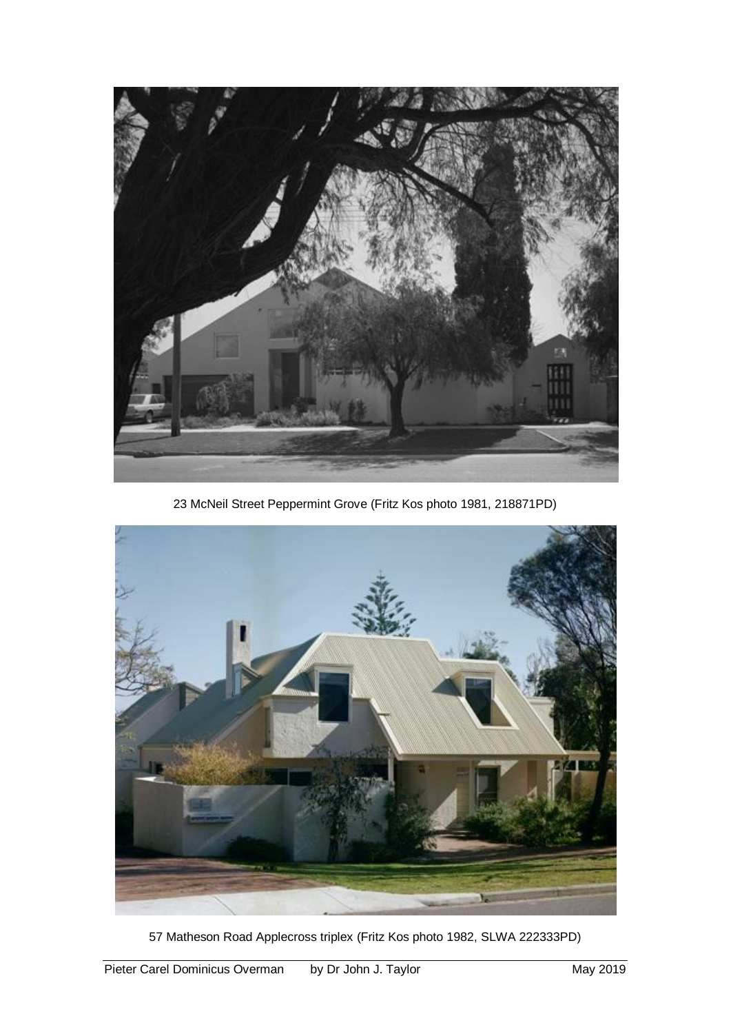23 McNeil Street Peppermint Grove (Fritz Kos photo 1981, 218871PD)

57 Matheson Road Applecross triplex (Fritz Kos photo 1982, SLWA 222333PD)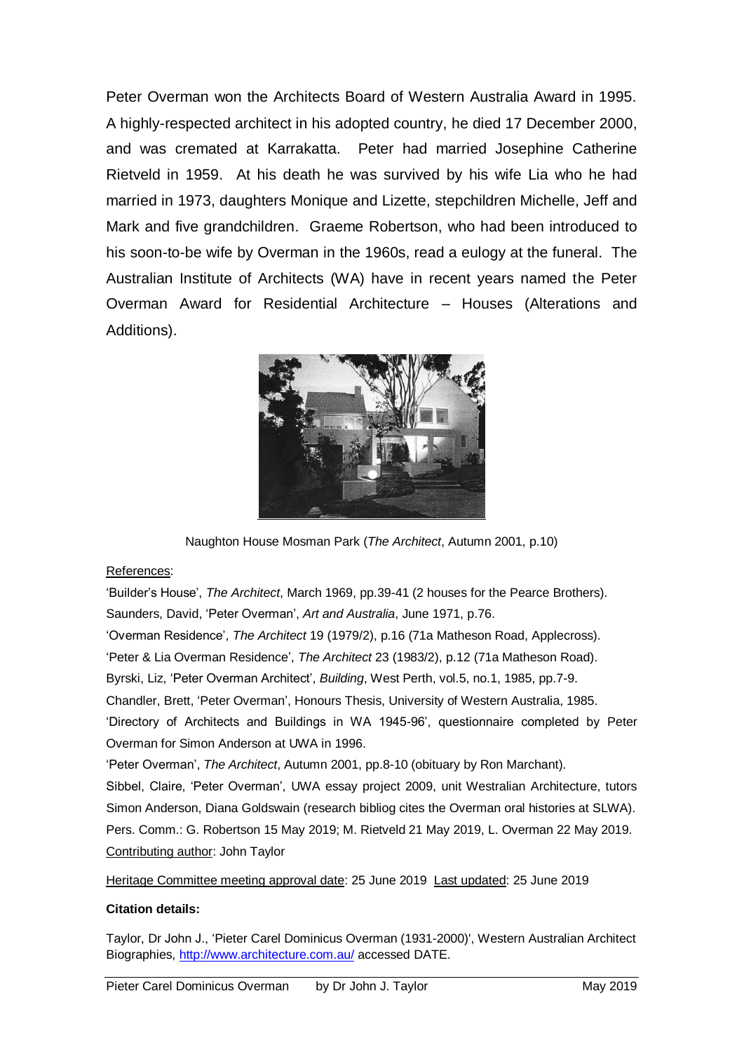Peter Overman won the Architects Board of Western Australia Award in 1995. A highly-respected architect in his adopted country, he died 17 December 2000, and was cremated at Karrakatta. Peter had married Josephine Catherine Rietveld in 1959. At his death he was survived by his wife Lia who he had married in 1973, daughters Monique and Lizette, stepchildren Michelle, Jeff and Mark and five grandchildren. Graeme Robertson, who had been introduced to his soon-to-be wife by Overman in the 1960s, read a eulogy at the funeral. The Australian Institute of Architects (WA) have in recent years named the Peter Overman Award for Residential Architecture – Houses (Alterations and Additions).

Naughton House Mosman Park (*The Architect*, Autumn 2001, p.10)

References:

'Builder's House', *The Architect*, March 1969, pp.39-41 (2 houses for the Pearce Brothers).
Saunders, David, 'Peter Overman', *Art and Australia*, June 1971, p.76.
'Overman Residence', *The Architect* 19 (1979/2), p.16 (71a Matheson Road, Applecross).
'Peter & Lia Overman Residence', *The Architect* 23 (1983/2), p.12 (71a Matheson Road).
Byrski, Liz, 'Peter Overman Architect', *Building*, West Perth, vol.5, no.1, 1985, pp.7-9.
Chandler, Brett, 'Peter Overman', Honours Thesis, University of Western Australia, 1985.
'Directory of Architects and Buildings in WA 1945-96', questionnaire completed by Peter Overman for Simon Anderson at UWA in 1996.
'Peter Overman', *The Architect*, Autumn 2001, pp.8-10 (obituary by Ron Marchant).
Sibbel, Claire, 'Peter Overman', UWA essay project 2009, unit Westralian Architecture, tutors Simon Anderson, Diana Goldswain (research bibliog cites the Overman oral histories at SLWA).
Pers. Comm.: G. Robertson 15 May 2019; M. Rietveld 21 May 2019, L. Overman 22 May 2019.
Contributing author: John Taylor

Heritage Committee meeting approval date: 25 June 2019 Last updated: 25 June 2019

**Citation details:**

Taylor, Dr John J., 'Pieter Carel Dominicus Overman (1931-2000)', Western Australian Architect Biographies, http://www.architecture.com.au/ accessed DATE.